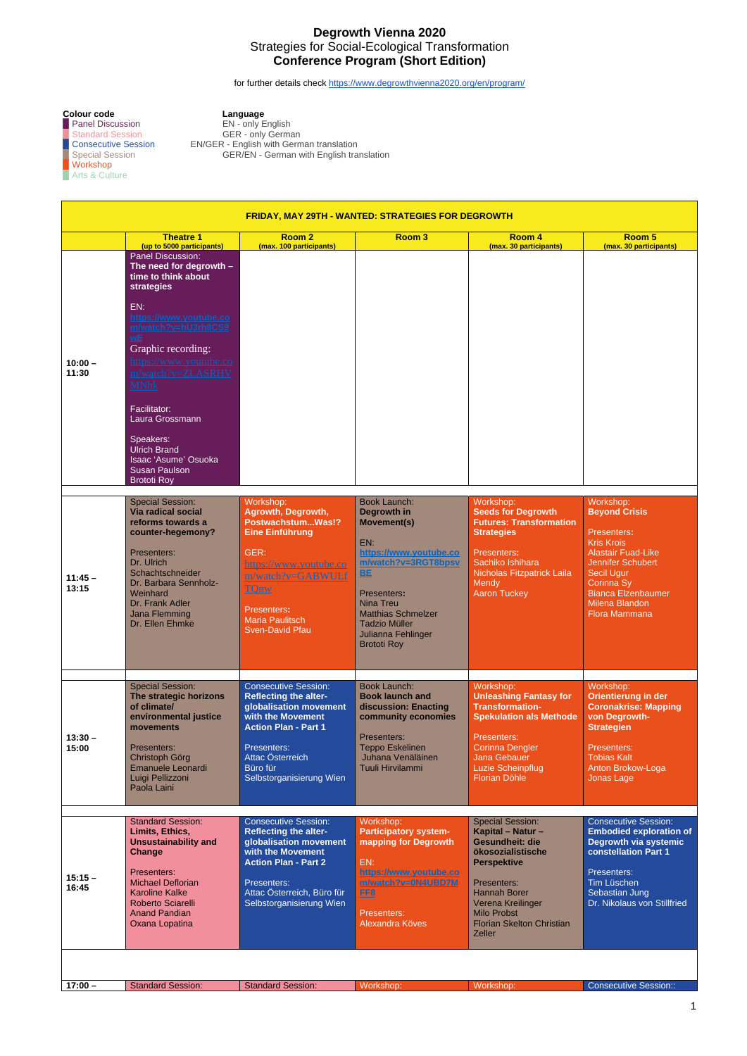# Degrowth Vienna 2020

## Strategies for Social-Ecological Transformation

## Conference Program (Short Edition)

for further details check https://www.degrowthvienna2020.org/en/program/

**Colour code**
- Panel Discussion
- Standard Session
- Consecutive Session
- Special Session
- Workshop
- Arts & Culture

**Language**
- EN - only English
- GER - only German
- EN/GER - English with German translation
- GER/EN - German with English translation

| FRIDAY, MAY 29TH - WANTED: STRATEGIES FOR DEGROWTH | | | | | |
|---|---|---|---|---|---|
| | Theatre 1 (up to 5000 participants) | Room 2 (max. 100 participants) | Room 3 | Room 4 (max. 30 participants) | Room 5 (max. 30 participants) |
| 10:00 – 11:30 | Panel Discussion: **The need for degrowth – time to think about strategies** EN: https://www.youtube.com/watch?v=hU3rh8CS9wE Graphic recording: https://www.youtube.com/watch?v=ZLASRHVMNhk Facilitator: Laura Grossmann Speakers: Ulrich Brand, Isaac 'Asume' Osuoka, Susan Paulson, Brototi Roy | | | | |
| 11:45 – 13:15 | Special Session: **Via radical social reforms towards a counter-hegemony?** Presenters: Dr. Ulrich Schachtschneider, Dr. Barbara Sennholz-Weinhard, Dr. Frank Adler, Jana Flemming, Dr. Ellen Ehmke | Workshop: **Agrowth, Degrowth, Postwachstum...Was!? Eine Einführung** GER: https://www.youtube.com/watch?v=GABWULfTOnw Presenters: Maria Paulitsch, Sven-David Pfau | Book Launch: **Degrowth in Movement(s)** EN: https://www.youtube.com/watch?v=3RGT8bpsvBE Presenters: Nina Treu, Matthias Schmelzer, Tadzio Müller, Julianna Fehlinger, Brototi Roy | Workshop: **Seeds for Degrowth Futures: Transformation Strategies** Presenters: Sachiko Ishihara, Nicholas Fitzpatrick Laila Mendy, Aaron Tuckey | Workshop: **Beyond Crisis** Presenters: Kris Krois, Alastair Fuad-Like, Jennifer Schubert, Secil Ugur, Corinna Sy, Bianca Elzenbaumer, Milena Blandon, Flora Mammana |
| 13:30 – 15:00 | Special Session: **The strategic horizons of climate/ environmental justice movements** Presenters: Christoph Görg, Emanuele Leonardi, Luigi Pellizzoni, Paola Laini | Consecutive Session: **Reflecting the alter-globalisation movement with the Movement Action Plan - Part 1** Presenters: Attac Österreich, Büro für Selbstorganisierung Wien | Book Launch: **Book launch and discussion: Enacting community economies** Presenters: Teppo Eskelinen, Juhana Venäläinen, Tuuli Hirvilammi | Workshop: **Unleashing Fantasy for Transformation-Spekulation als Methode** Presenters: Corinna Dengler, Jana Gebauer, Luzie Scheinpflug, Florian Döhle | Workshop: **Orientierung in der Coronakrise: Mapping von Degrowth-Strategien** Presenters: Tobias Kalt, Anton Brokow-Loga, Jonas Lage |
| 15:15 – 16:45 | Standard Session: **Limits, Ethics, Unsustainability and Change** Presenters: Michael Deflorian, Karoline Kalke, Roberto Sciarelli, Anand Pandian, Oxana Lopatina | Consecutive Session: **Reflecting the alter-globalisation movement with the Movement Action Plan - Part 2** Presenters: Attac Österreich, Büro für Selbstorganisierung Wien | Workshop: **Participatory system-mapping for Degrowth** EN: https://www.youtube.com/watch?v=0N4UBD7MFF8 Presenters: Alexandra Köves | Special Session: **Kapital – Natur – Gesundheit: die ökosozialistische Perspektive** Presenters: Hannah Borer, Verena Kreilinger, Milo Probst, Florian Skelton Christian Zeller | Consecutive Session: **Embodied exploration of Degrowth via systemic constellation Part 1** Presenters: Tim Lüschen, Sebastian Jung, Dr. Nikolaus von Stillfried |
| 17:00 – | Standard Session: | Standard Session: | Workshop: | Workshop: | Consecutive Session:: |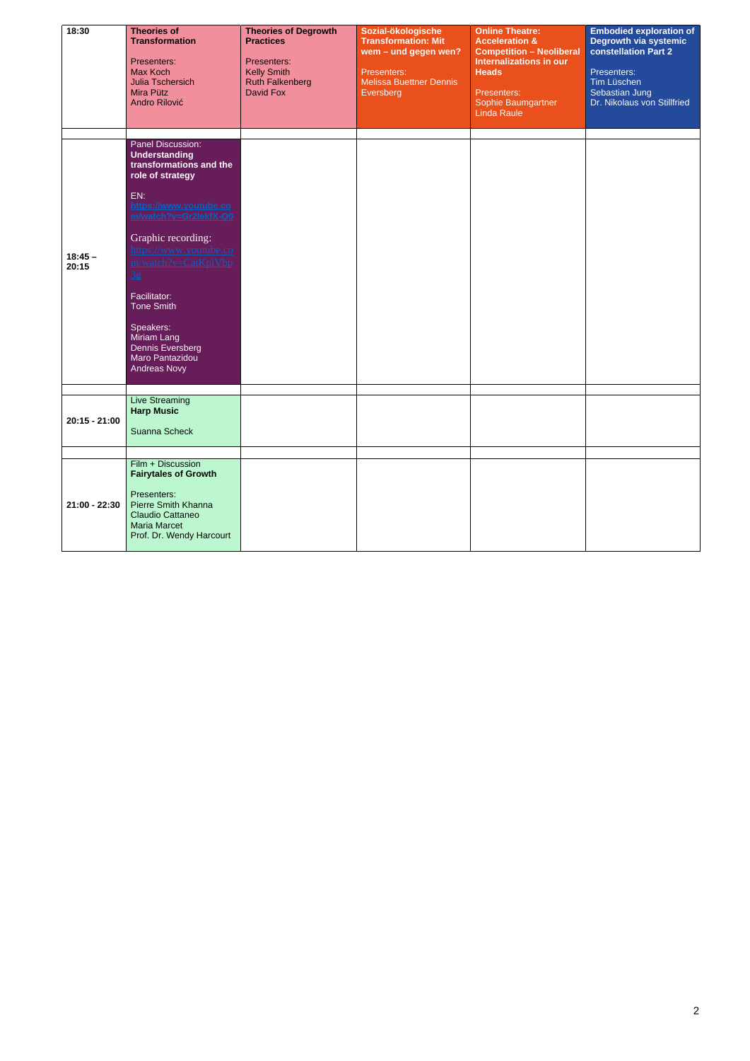| 18:30 | **Theories of Transformation**<br><br>Presenters:<br>Max Koch<br>Julia Tschersich<br>Mira Pütz<br>Andro Rilović | **Theories of Degrowth Practices**<br><br>Presenters:<br>Kelly Smith<br>Ruth Falkenberg<br>David Fox | **Sozial-ökologische Transformation: Mit wem – und gegen wen?**<br><br>Presenters:<br>Melissa Buettner Dennis Eversberg | **Online Theatre: Acceleration & Competition – Neoliberal Internalizations in our Heads**<br><br>Presenters:<br>Sophie Baumgartner<br>Linda Raule | **Embodied exploration of Degrowth via systemic constellation Part 2**<br><br>Presenters:<br>Tim Lüschen<br>Sebastian Jung<br>Dr. Nikolaus von Stillfried |
|---|---|---|---|---|---|
| | | | | | |
| 18:45 – 20:15 | Panel Discussion:<br>**Understanding transformations and the role of strategy**<br><br>EN:<br>https://www.youtube.com/watch?v=Gr2lekfX-Q0<br><br>Graphic recording:<br>https://www.youtube.com/watch?v=CatKplVbp3g<br><br>Facilitator:<br>Tone Smith<br><br>Speakers:<br>Miriam Lang<br>Dennis Eversberg<br>Maro Pantazidou<br>Andreas Novy | | | | |
| | | | | | |
| 20:15 - 21:00 | Live Streaming<br>**Harp Music**<br><br>Suanna Scheck | | | | |
| | | | | | |
| 21:00 - 22:30 | Film + Discussion<br>**Fairytales of Growth**<br><br>Presenters:<br>Pierre Smith Khanna<br>Claudio Cattaneo<br>Maria Marcet<br>Prof. Dr. Wendy Harcourt | | | | |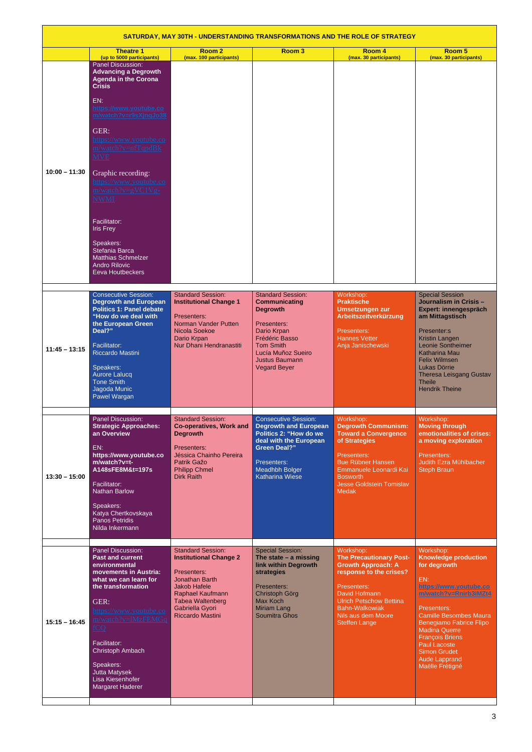| SATURDAY, MAY 30TH - UNDERSTANDING TRANSFORMATIONS AND THE ROLE OF STRATEGY | | | | | |
|---|---|---|---|---|---|
| | **Theatre 1** (up to 5000 participants) | **Room 2** (max. 100 participants) | **Room 3** | **Room 4** (max. 30 participants) | **Room 5** (max. 30 participants) |
| **10:00 – 11:30** | Panel Discussion: **Advancing a Degrowth Agenda in the Corona Crisis**<br><br>EN: https://www.youtube.com/watch?v=r9sXjnqJo38<br><br>GER: https://www.youtube.com/watch?v=nfTqpdBkMVE<br><br>Graphic recording: https://www.youtube.com/watch?v=gVC1Vg-NWMI<br><br>Facilitator:<br>Iris Frey<br><br>Speakers:<br>Stefania Barca<br>Matthias Schmelzer<br>Andro Rilovic<br>Eeva Houtbeckers | | | | |
| **11:45 – 13:15** | Consecutive Session: **Degrowth and European Politics 1: Panel debate "How do we deal with the European Green Deal?"**<br><br>Facilitator:<br>Riccardo Mastini<br><br>Speakers:<br>Aurore Lalucq<br>Tone Smith<br>Jagoda Munic<br>Pawel Wargan | Standard Session: **Institutional Change 1**<br><br>Presenters:<br>Norman Vander Putten<br>Nicola Soekoe<br>Dario Krpan<br>Nur Dhani Hendranastiti | Standard Session: **Communicating Degrowth**<br><br>Presenters:<br>Dario Krpan<br>Frédéric Basso<br>Tom Smith<br>Lucía Muñoz Sueiro<br>Justus Baumann<br>Vegard Beyer | Workshop: **Praktische Umsetzungen zur Arbeitszeitverkürzung**<br><br>Presenters:<br>Hannes Vetter<br>Anja Janischewski | Special Session **Journalism in Crisis – Expert: innengespräch am Mittagstisch**<br><br>Presenter:s<br>Kristin Langen<br>Leonie Sontheimer<br>Katharina Mau<br>Felix Wilmsen<br>Lukas Dörrie<br>Theresa Leisgang Gustav Theile<br>Hendrik Theine |
| **13:30 – 15:00** | Panel Discussion: **Strategic Approaches: an Overview**<br><br>EN:<br>**https://www.youtube.com/watch?v=t-A148sFE8M&t=197s**<br><br>Facilitator:<br>Nathan Barlow<br><br>Speakers:<br>Katya Chertkovskaya<br>Panos Petridis<br>Nilda Inkermann | Standard Session: **Co-operatives, Work and Degrowth**<br><br>Presenters:<br>Jéssica Chainho Pereira<br>Patrik Gažo<br>Philipp Chmel<br>Dirk Raith | Consecutive Session: **Degrowth and European Politics 2: "How do we deal with the European Green Deal?"**<br><br>Presenters:<br>Meadhbh Bolger<br>Katharina Wiese | Workshop: **Degrowth Communism: Toward a Convergence of Strategies**<br><br>Presenters:<br>Bue Rübner Hansen<br>Emmanuele Leonardi Kai Bosworth<br>Jesse Goldstein Tomislav Medak | Workshop: **Moving through emotionalities of crises: a moving exploration**<br><br>Presenters:<br>Judith Ezra Mühlbacher<br>Steph Braun |
| **15:15 – 16:45** | Panel Discussion: **Past and current environmental movements in Austria: what we can learn for the transformation**<br><br>GER: https://www.youtube.com/watch?v=lMzFEMGqfCQ<br><br>Facilitator:<br>Christoph Ambach<br><br>Speakers:<br>Jutta Matysek<br>Lisa Kiesenhofer<br>Margaret Haderer | Standard Session: **Institutional Change 2**<br><br>Presenters:<br>Jonathan Barth<br>Jakob Hafele<br>Raphael Kaufmann<br>Tabea Waltenberg<br>Gabriella Gyori<br>Riccardo Mastini | Special Session: **The state – a missing link within Degrowth strategies**<br><br>Presenters:<br>Christoph Görg<br>Max Koch<br>Miriam Lang<br>Soumitra Ghos | Workshop: **The Precautionary Post-Growth Approach: A response to the crises?**<br><br>Presenters:<br>David Hofmann<br>Ulrich Petschow Bettina Bahn-Walkowiak<br>Nils aus dem Moore<br>Steffen Lange | Workshop: **Knowledge production for degrowth**<br><br>EN:<br>**https://www.youtube.com/watch?v=Rnirb3iMZt4**<br><br>Presenters:<br>Camille Besombes Maura Benegiamo Fabrice Flipo<br>Madina Querre<br>François Briens<br>Paul Lacoste<br>Simon Grudet<br>Aude Lapprand<br>Maëlle Frétigné |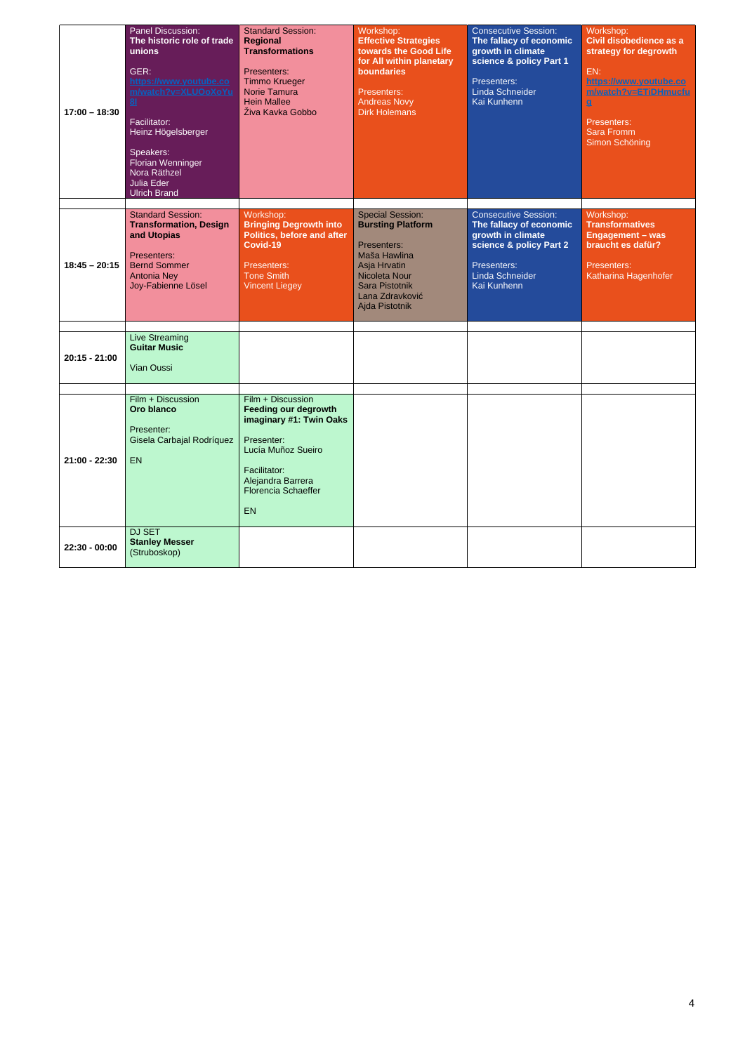| | | | | | |
|---|---|---|---|---|---|
| 17:00 – 18:30 | Panel Discussion: **The historic role of trade unions**<br><br>GER: https://www.youtube.com/watch?v=XLUOoXoYu8I<br><br>Facilitator:<br>Heinz Högelsberger<br><br>Speakers:<br>Florian Wenninger<br>Nora Räthzel<br>Julia Eder<br>Ulrich Brand | Standard Session: **Regional Transformations**<br><br>Presenters:<br>Timmo Krueger<br>Norie Tamura<br>Hein Mallee<br>Živa Kavka Gobbo | Workshop: **Effective Strategies towards the Good Life for All within planetary boundaries**<br><br>Presenters:<br>Andreas Novy<br>Dirk Holemans | Consecutive Session: **The fallacy of economic growth in climate science & policy Part 1**<br><br>Presenters:<br>Linda Schneider<br>Kai Kunhenn | Workshop: **Civil disobedience as a strategy for degrowth**<br><br>EN: https://www.youtube.com/watch?v=ETIDHmucfug<br><br>Presenters:<br>Sara Fromm<br>Simon Schöning |
| 18:45 – 20:15 | Standard Session: **Transformation, Design and Utopias**<br><br>Presenters:<br>Bernd Sommer<br>Antonia Ney<br>Joy-Fabienne Lösel | Workshop: **Bringing Degrowth into Politics, before and after Covid-19**<br><br>Presenters:<br>Tone Smith<br>Vincent Liegey | Special Session: **Bursting Platform**<br><br>Presenters:<br>Maša Hawlina<br>Asja Hrvatin<br>Nicoleta Nour<br>Sara Pistotnik<br>Lana Zdravković<br>Ajda Pistotnik | Consecutive Session: **The fallacy of economic growth in climate science & policy Part 2**<br><br>Presenters:<br>Linda Schneider<br>Kai Kunhenn | Workshop: **Transformatives Engagement – was braucht es dafür?**<br><br>Presenters:<br>Katharina Hagenhofer |
| 20:15 - 21:00 | Live Streaming **Guitar Music**<br><br>Vian Oussi | | | | |
| 21:00 - 22:30 | Film + Discussion **Oro blanco**<br><br>Presenter:<br>Gisela Carbajal Rodríquez<br><br>EN | Film + Discussion **Feeding our degrowth imaginary #1: Twin Oaks**<br><br>Presenter:<br>Lucía Muñoz Sueiro<br><br>Facilitator:<br>Alejandra Barrera<br>Florencia Schaeffer<br><br>EN | | | |
| 22:30 - 00:00 | DJ SET **Stanley Messer** (Struboskop) | | | | |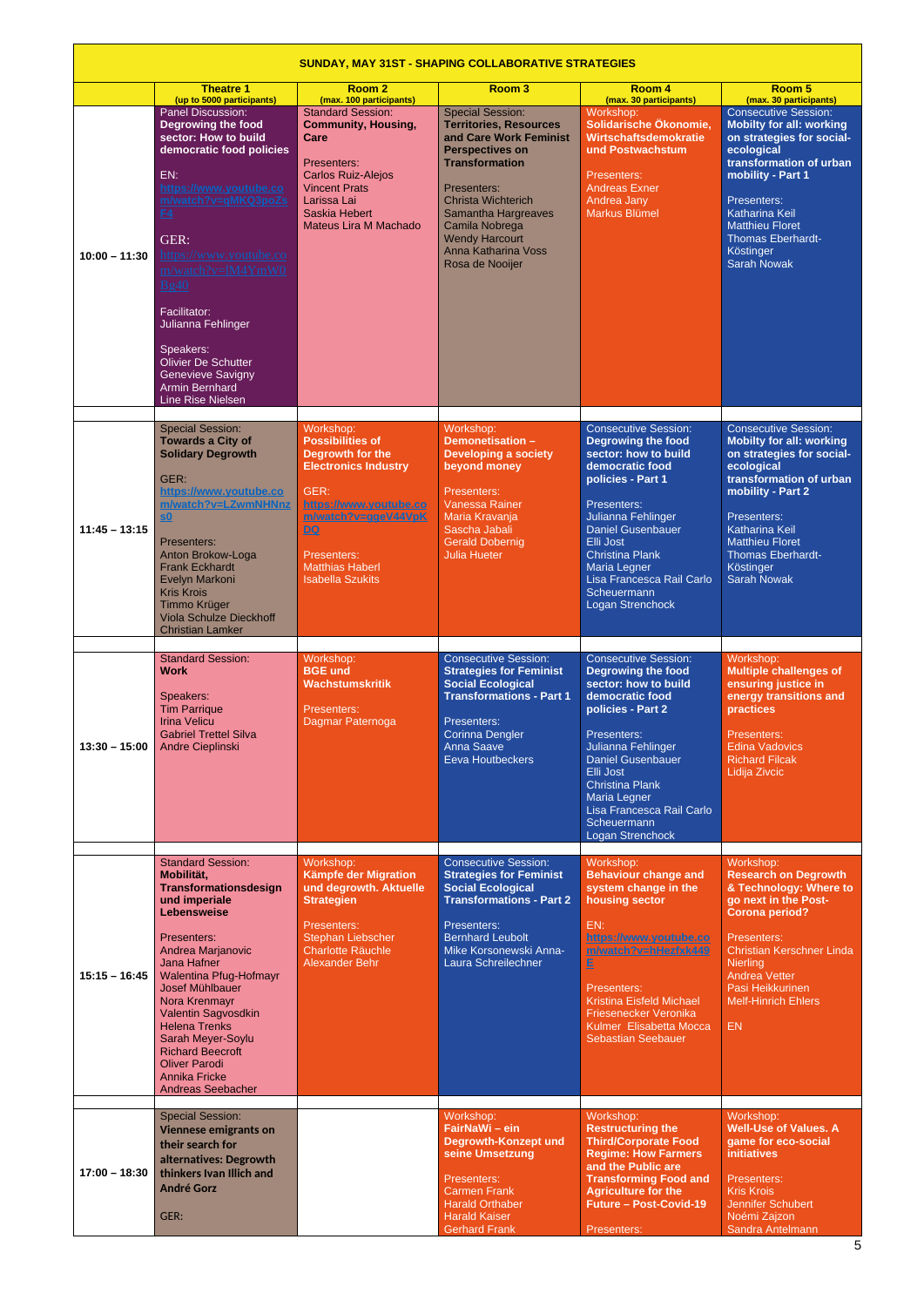| SUNDAY, MAY 31ST - SHAPING COLLABORATIVE STRATEGIES | | | | | |
|---|---|---|---|---|---|
| | **Theatre 1** (up to 5000 participants) | **Room 2** (max. 100 participants) | **Room 3** | **Room 4** (max. 30 participants) | **Room 5** (max. 30 participants) |
| **10:00 – 11:30** | Panel Discussion: **Degrowing the food sector: How to build democratic food policies** <br><br> EN: https://www.youtube.com/watch?v=qMKQ3poZsF4 <br><br> GER: https://www.youtube.com/watch?v=lM4YmW0Bg40 <br><br> Facilitator: Julianna Fehlinger <br><br> Speakers: Olivier De Schutter, Genevieve Savigny, Armin Bernhard, Line Rise Nielsen | Standard Session: **Community, Housing, Care** <br><br> Presenters: Carlos Ruiz-Alejos, Vincent Prats, Larissa Lai, Saskia Hebert, Mateus Lira M Machado | Special Session: **Territories, Resources and Care Work Feminist Perspectives on Transformation** <br><br> Presenters: Christa Wichterich, Samantha Hargreaves, Camila Nobrega, Wendy Harcourt, Anna Katharina Voss, Rosa de Nooijer | Workshop: **Solidarische Ökonomie, Wirtschaftsdemokratie und Postwachstum** <br><br> Presenters: Andreas Exner, Andrea Jany, Markus Blümel | Consecutive Session: **Mobilty for all: working on strategies for social-ecological transformation of urban mobility - Part 1** <br><br> Presenters: Katharina Keil, Matthieu Floret, Thomas Eberhardt-Köstinger, Sarah Nowak |
| **11:45 – 13:15** | Special Session: **Towards a City of Solidary Degrowth** <br><br> GER: https://www.youtube.com/watch?v=LZwmNHNnzs0 <br><br> Presenters: Anton Brokow-Loga, Frank Eckhardt, Evelyn Markoni, Kris Krois, Timmo Krüger, Viola Schulze Dieckhoff, Christian Lamker | Workshop: **Possibilities of Degrowth for the Electronics Industry** <br><br> GER: https://www.youtube.com/watch?v=ggeV44VpKDQ <br><br> Presenters: Matthias Haberl, Isabella Szukits | Workshop: **Demonetisation – Developing a society beyond money** <br><br> Presenters: Vanessa Rainer, Maria Kravanja, Sascha Jabali, Gerald Dobernig, Julia Hueter | Consecutive Session: **Degrowing the food sector: how to build democratic food policies - Part 1** <br><br> Presenters: Julianna Fehlinger, Daniel Gusenbauer, Elli Jost, Christina Plank, Maria Legner, Lisa Francesca Rail Carlo Scheuermann, Logan Strenchock | Consecutive Session: **Mobilty for all: working on strategies for social-ecological transformation of urban mobility - Part 2** <br><br> Presenters: Katharina Keil, Matthieu Floret, Thomas Eberhardt-Köstinger, Sarah Nowak |
| **13:30 – 15:00** | Standard Session: **Work** <br><br> Speakers: Tim Parrique, Irina Velicu, Gabriel Trettel Silva, Andre Cieplinski | Workshop: **BGE und Wachstumskritik** <br><br> Presenters: Dagmar Paternoga | Consecutive Session: **Strategies for Feminist Social Ecological Transformations - Part 1** <br><br> Presenters: Corinna Dengler, Anna Saave, Eeva Houtbeckers | Consecutive Session: **Degrowing the food sector: how to build democratic food policies - Part 2** <br><br> Presenters: Julianna Fehlinger, Daniel Gusenbauer, Elli Jost, Christina Plank, Maria Legner, Lisa Francesca Rail Carlo Scheuermann, Logan Strenchock | Workshop: **Multiple challenges of ensuring justice in energy transitions and practices** <br><br> Presenters: Edina Vadovics, Richard Filcak, Lidija Zivcic |
| **15:15 – 16:45** | Standard Session: **Mobilität, Transformationsdesign und imperiale Lebensweise** <br><br> Presenters: Andrea Marjanovic, Jana Hafner, Walentina Pfug-Hofmayr, Josef Mühlbauer, Nora Krenmayr, Valentin Sagvosdkin, Helena Trenks, Sarah Meyer-Soylu, Richard Beecroft, Oliver Parodi, Annika Fricke, Andreas Seebacher | Workshop: **Kämpfe der Migration und degrowth. Aktuelle Strategien** <br><br> Presenters: Stephan Liebscher, Charlotte Räuchle, Alexander Behr | Consecutive Session: **Strategies for Feminist Social Ecological Transformations - Part 2** <br><br> Presenters: Bernhard Leubolt, Mike Korsonewski Anna-Laura Schreilechner | Workshop: **Behaviour change and system change in the housing sector** <br><br> EN: https://www.youtube.com/watch?v=hHezfxk449E <br><br> Presenters: Kristina Eisfeld Michael Friesenecker Veronika Kulmer Elisabetta Mocca Sebastian Seebauer | Workshop: **Research on Degrowth & Technology: Where to go next in the Post-Corona period?** <br><br> Presenters: Christian Kerschner Linda Nierling, Andrea Vetter, Pasi Heikkurinen, Melf-Hinrich Ehlers <br><br> EN |
| **17:00 – 18:30** | Special Session: **Viennese emigrants on their search for alternatives: Degrowth thinkers Ivan Illich and André Gorz** <br><br> GER: | | Workshop: **FairNaWi – ein Degrowth-Konzept und seine Umsetzung** <br><br> Presenters: Carmen Frank, Harald Orthaber, Harald Kaiser, Gerhard Frank | Workshop: **Restructuring the Third/Corporate Food Regime: How Farmers and the Public are Transforming Food and Agriculture for the Future – Post-Covid-19** <br><br> Presenters: | Workshop: **Well-Use of Values. A game for eco-social initiatives** <br><br> Presenters: Kris Krois, Jennifer Schubert, Noémi Zajzon, Sandra Antelmann |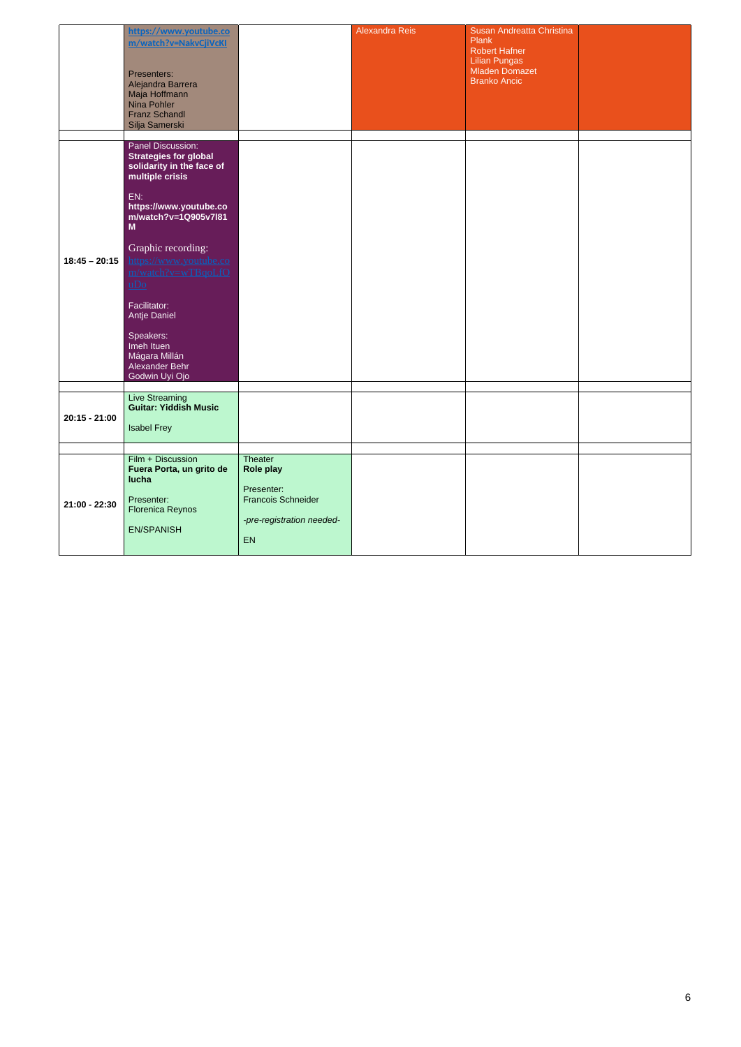| | | | | | |
|---|---|---|---|---|---|
| | https://www.youtube.com/watch?v=NakvCjiVcKI<br><br>Presenters:<br>Alejandra Barrera<br>Maja Hoffmann<br>Nina Pohler<br>Franz Schandl<br>Silja Samerski | | Alexandra Reis | Susan Andreatta Christina Plank<br>Robert Hafner<br>Lilian Pungas<br>Mladen Domazet<br>Branko Ancic | |
| | | | | | |
| **18:45 – 20:15** | Panel Discussion:<br>**Strategies for global solidarity in the face of multiple crisis**<br><br>EN:<br>**https://www.youtube.com/watch?v=1Q905v7I81M**<br><br>Graphic recording:<br>https://www.youtube.com/watch?v=wTBqoLfQuDo<br><br>Facilitator:<br>Antje Daniel<br><br>Speakers:<br>Imeh Ituen<br>Mágara Millán<br>Alexander Behr<br>Godwin Uyi Ojo | | | | |
| | | | | | |
| **20:15 - 21:00** | Live Streaming<br>**Guitar: Yiddish Music**<br><br>Isabel Frey | | | | |
| | | | | | |
| **21:00 - 22:30** | Film + Discussion<br>**Fuera Porta, un grito de lucha**<br><br>Presenter:<br>Florenica Reynos<br><br>EN/SPANISH | Theater<br>**Role play**<br><br>Presenter:<br>Francois Schneider<br><br>*-pre-registration needed-*<br><br>EN | | | |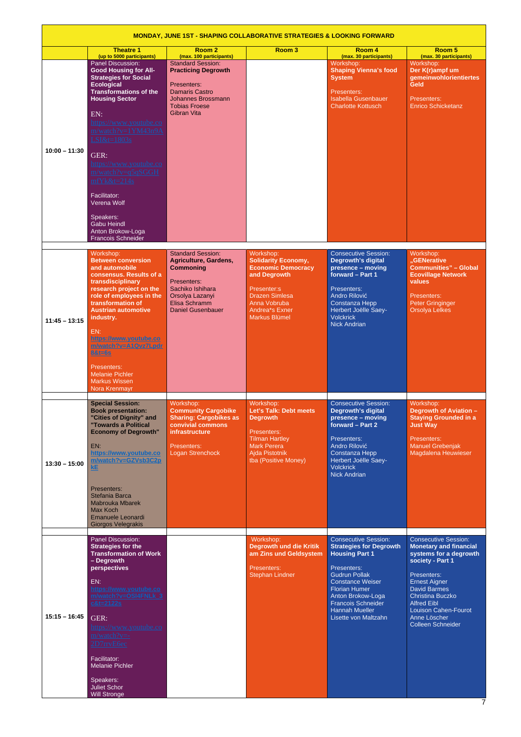| MONDAY, JUNE 1ST - SHAPING COLLABORATIVE STRATEGIES & LOOKING FORWARD | | | | | |
|---|---|---|---|---|---|
| | **Theatre 1** (up to 5000 participants) | **Room 2** (max. 100 participants) | **Room 3** | **Room 4** (max. 30 participants) | **Room 5** (max. 30 participants) |
| **10:00 – 11:30** | Panel Discussion: **Good Housing for All- Strategies for Social Ecological Transformations of the Housing Sector** EN: https://www.youtube.com/watch?v=1YM43n9ALSI&t=1803s GER: https://www.youtube.com/watch?v=q5qSGGHmfYk&t=214s Facilitator: Verena Wolf Speakers: Gabu Heindl, Anton Brokow-Loga, Francois Schneider | Standard Session: **Practicing Degrowth** Presenters: Damaris Castro, Johannes Brossmann, Tobias Froese, Gibran Vita | | Workshop: **Shaping Vienna's food System** Presenters: Isabella Gusenbauer, Charlotte Kottusch | Workshop: **Der K(r)ampf um gemeinwohlorientiertes Geld** Presenters: Enrico Schicketanz |
| **11:45 – 13:15** | Workshop: **Between conversion and automobile consensus. Results of a transdisciplinary research project on the role of employees in the transformation of Austrian automotive industry.** EN: https://www.youtube.com/watch?v=A1Qvz7Lpdr8&t=6s Presenters: Melanie Pichler, Markus Wissen, Nora Krenmayr | Standard Session: **Agriculture, Gardens, Commoning** Presenters: Sachiko Ishihara, Orsolya Lazanyi, Elisa Schramm, Daniel Gusenbauer | Workshop: **Solidarity Economy, Economic Democracy and Degrowth** Presenter:s Drazen Simlesa, Anna Vobruba, Andrea*s Exner, Markus Blümel | Consecutive Session: **Degrowth's digital presence – moving forward – Part 1** Presenters: Andro Rilović, Constanza Hepp, Herbert Joëlle Saey-Volckrick, Nick Andrian | Workshop: **„GENerative Communities" – Global Ecovillage Network values** Presenters: Peter Gringinger, Orsolya Lelkes |
| **13:30 – 15:00** | **Special Session: Book presentation: "Cities of Dignity" and "Towards a Political Economy of Degrowth"** EN: https://www.youtube.com/watch?v=GZVsb3C2pkE Presenters: Stefania Barca, Mabrouka Mbarek, Max Koch, Emanuele Leonardi, Giorgos Velegrakis | Workshop: **Community Cargobike Sharing: Cargobikes as convivial commons infrastructure** Presenters: Logan Strenchock | Workshop: **Let's Talk: Debt meets Degrowth** Presenters: Tilman Hartley, Mark Perera, Ajda Pistotnik, tba (Positive Money) | Consecutive Session: **Degrowth's digital presence – moving forward – Part 2** Presenters: Andro Rilović, Constanza Hepp, Herbert Joëlle Saey-Volckrick, Nick Andrian | Workshop: **Degrowth of Aviation – Staying Grounded in a Just Way** Presenters: Manuel Grebenjak, Magdalena Heuwieser |
| **15:15 – 16:45** | Panel Discussion: **Strategies for the Transformation of Work – Degrowth perspectives** EN: https://www.youtube.com/watch?v=OSI4FNLK_3c&t=2122s GER: https://www.youtube.com/watch?v=-2D7rrvE6ec Facilitator: Melanie Pichler Speakers: Juliet Schor, Will Stronge | | Workshop: **Degrowth und die Kritik am Zins und Geldsystem** Presenters: Stephan Lindner | Consecutive Session: **Strategies for Degrowth Housing Part 1** Presenters: Gudrun Pollak, Constance Weiser, Florian Humer, Anton Brokow-Loga, Francois Schneider, Hannah Mueller, Lisette von Maltzahn | Consecutive Session: **Monetary and financial systems for a degrowth society - Part 1** Presenters: Ernest Aigner, David Barmes, Christina Buczko, Alfred Eibl, Louison Cahen-Fourot, Anne Löscher, Colleen Schneider |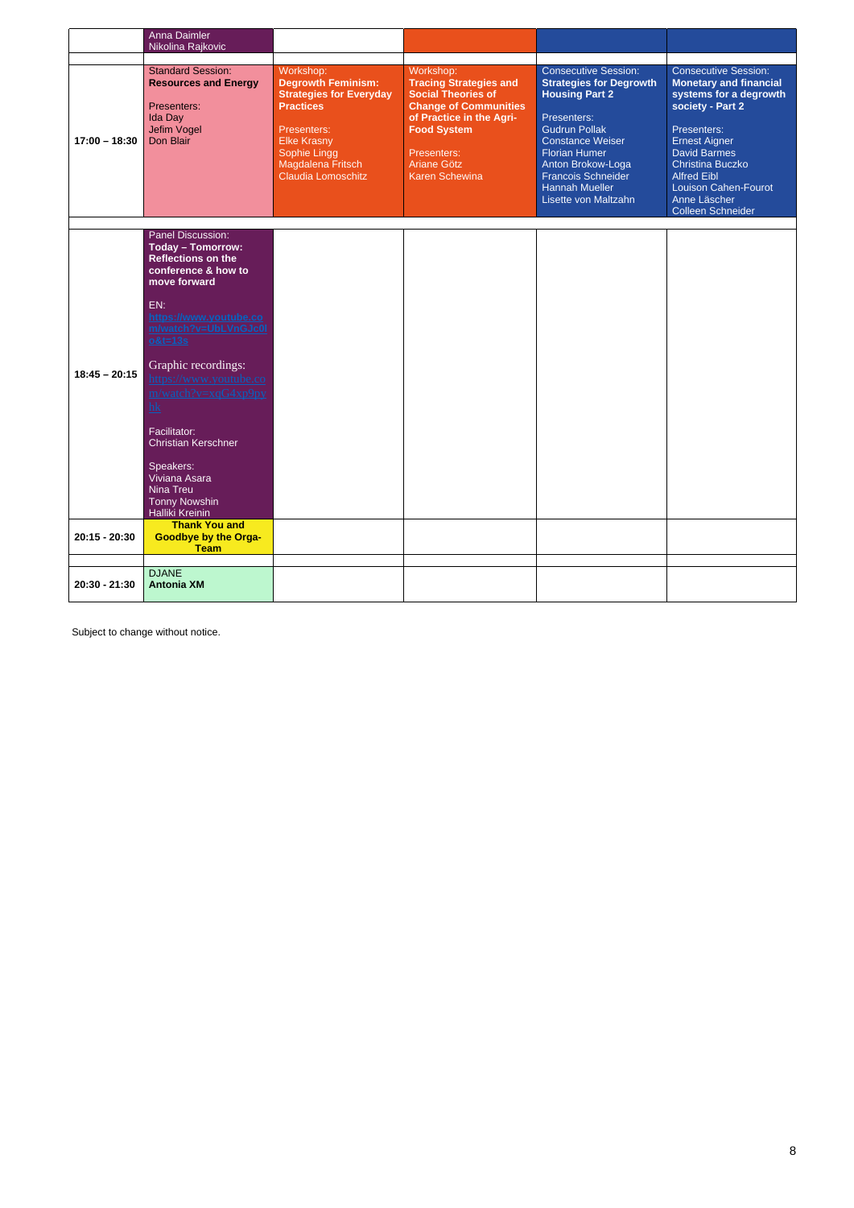| | | | | | |
|---|---|---|---|---|---|
| | Anna Daimler<br>Nikolina Rajkovic | | | | |
| | | | | | |
| 17:00 – 18:30 | Standard Session:<br>**Resources and Energy**<br><br>Presenters:<br>Ida Day<br>Jefim Vogel<br>Don Blair | Workshop:<br>**Degrowth Feminism: Strategies for Everyday Practices**<br><br>Presenters:<br>Elke Krasny<br>Sophie Lingg<br>Magdalena Fritsch<br>Claudia Lomoschitz | Workshop:<br>**Tracing Strategies and Social Theories of Change of Communities of Practice in the Agri-Food System**<br><br>Presenters:<br>Ariane Götz<br>Karen Schewina | Consecutive Session:<br>**Strategies for Degrowth Housing Part 2**<br><br>Presenters:<br>Gudrun Pollak<br>Constance Weiser<br>Florian Humer<br>Anton Brokow-Loga<br>Francois Schneider<br>Hannah Mueller<br>Lisette von Maltzahn | Consecutive Session:<br>**Monetary and financial systems for a degrowth society - Part 2**<br><br>Presenters:<br>Ernest Aigner<br>David Barmes<br>Christina Buczko<br>Alfred Eibl<br>Louison Cahen-Fourot<br>Anne Läscher<br>Colleen Schneider |
| | | | | | |
| 18:45 – 20:15 | Panel Discussion:<br>**Today – Tomorrow: Reflections on the conference & how to move forward**<br><br>EN:<br>https://www.youtube.com/watch?v=UbLVnGJc0lo&t=13s<br><br>Graphic recordings:<br>https://www.youtube.com/watch?v=xqG4xp9pyhk<br><br>Facilitator:<br>Christian Kerschner<br><br>Speakers:<br>Viviana Asara<br>Nina Treu<br>Tonny Nowshin<br>Halliki Kreinin | | | | |
| 20:15 - 20:30 | **Thank You and Goodbye by the Orga-Team** | | | | |
| | | | | | |
| 20:30 - 21:30 | DJANE<br>**Antonia XM** | | | | |

Subject to change without notice.